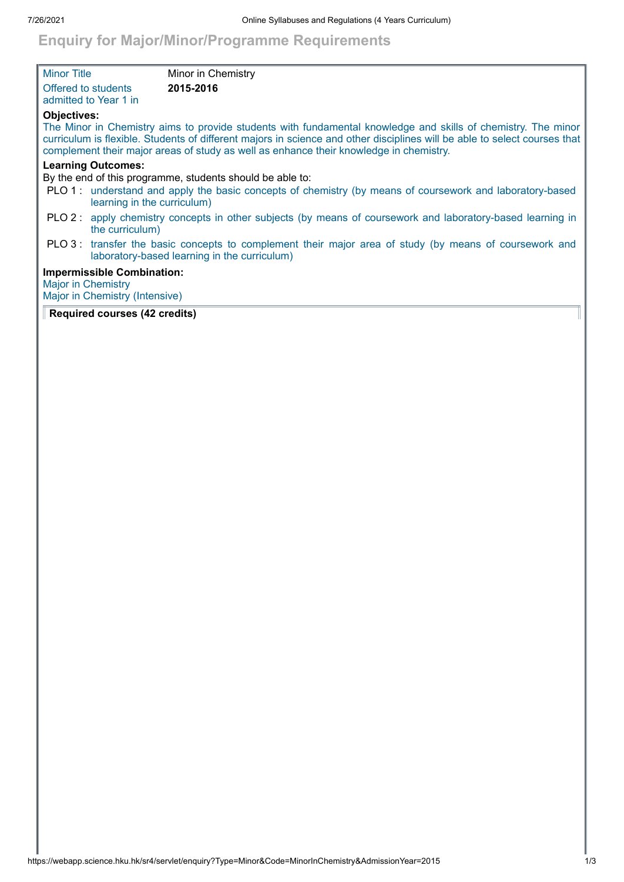# Enquiry for Major/Minor/Programme Requirements

| | |
|---|---|
| Minor Title | Minor in Chemistry |
| Offered to students admitted to Year 1 in | **2015-2016** |

**Objectives:**

The Minor in Chemistry aims to provide students with fundamental knowledge and skills of chemistry. The minor curriculum is flexible. Students of different majors in science and other disciplines will be able to select courses that complement their major areas of study as well as enhance their knowledge in chemistry.

**Learning Outcomes:**

By the end of this programme, students should be able to:

- PLO 1 : understand and apply the basic concepts of chemistry (by means of coursework and laboratory-based learning in the curriculum)
- PLO 2 : apply chemistry concepts in other subjects (by means of coursework and laboratory-based learning in the curriculum)
- PLO 3 : transfer the basic concepts to complement their major area of study (by means of coursework and laboratory-based learning in the curriculum)

**Impermissible Combination:**

Major in Chemistry
Major in Chemistry (Intensive)

**Required courses (42 credits)**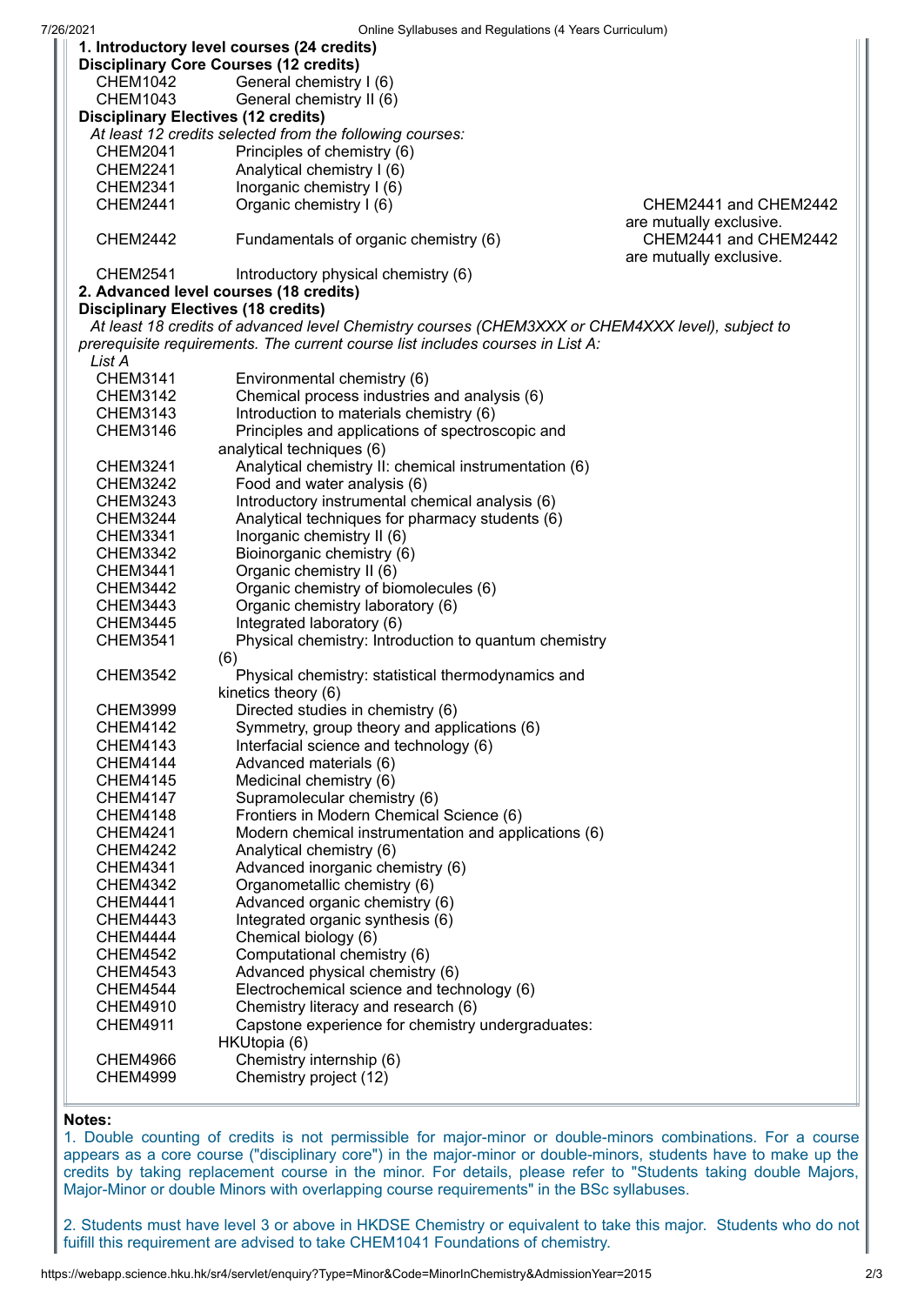**1. Introductory level courses (24 credits)**

**Disciplinary Core Courses (12 credits)**

| | | |
|---|---|---|
| CHEM1042 | General chemistry I (6) | |
| CHEM1043 | General chemistry II (6) | |

**Disciplinary Electives (12 credits)**

*At least 12 credits selected from the following courses:*

| | | |
|---|---|---|
| CHEM2041 | Principles of chemistry (6) | |
| CHEM2241 | Analytical chemistry I (6) | |
| CHEM2341 | Inorganic chemistry I (6) | |
| CHEM2441 | Organic chemistry I (6) | CHEM2441 and CHEM2442 are mutually exclusive. |
| CHEM2442 | Fundamentals of organic chemistry (6) | CHEM2441 and CHEM2442 are mutually exclusive. |
| CHEM2541 | Introductory physical chemistry (6) | |

**2. Advanced level courses (18 credits)**

**Disciplinary Electives (18 credits)**

*At least 18 credits of advanced level Chemistry courses (CHEM3XXX or CHEM4XXX level), subject to prerequisite requirements. The current course list includes courses in List A:*

*List A*

| | |
|---|---|
| CHEM3141 | Environmental chemistry (6) |
| CHEM3142 | Chemical process industries and analysis (6) |
| CHEM3143 | Introduction to materials chemistry (6) |
| CHEM3146 | Principles and applications of spectroscopic and analytical techniques (6) |
| CHEM3241 | Analytical chemistry II: chemical instrumentation (6) |
| CHEM3242 | Food and water analysis (6) |
| CHEM3243 | Introductory instrumental chemical analysis (6) |
| CHEM3244 | Analytical techniques for pharmacy students (6) |
| CHEM3341 | Inorganic chemistry II (6) |
| CHEM3342 | Bioinorganic chemistry (6) |
| CHEM3441 | Organic chemistry II (6) |
| CHEM3442 | Organic chemistry of biomolecules (6) |
| CHEM3443 | Organic chemistry laboratory (6) |
| CHEM3445 | Integrated laboratory (6) |
| CHEM3541 | Physical chemistry: Introduction to quantum chemistry (6) |
| CHEM3542 | Physical chemistry: statistical thermodynamics and kinetics theory (6) |
| CHEM3999 | Directed studies in chemistry (6) |
| CHEM4142 | Symmetry, group theory and applications (6) |
| CHEM4143 | Interfacial science and technology (6) |
| CHEM4144 | Advanced materials (6) |
| CHEM4145 | Medicinal chemistry (6) |
| CHEM4147 | Supramolecular chemistry (6) |
| CHEM4148 | Frontiers in Modern Chemical Science (6) |
| CHEM4241 | Modern chemical instrumentation and applications (6) |
| CHEM4242 | Analytical chemistry (6) |
| CHEM4341 | Advanced inorganic chemistry (6) |
| CHEM4342 | Organometallic chemistry (6) |
| CHEM4441 | Advanced organic chemistry (6) |
| CHEM4443 | Integrated organic synthesis (6) |
| CHEM4444 | Chemical biology (6) |
| CHEM4542 | Computational chemistry (6) |
| CHEM4543 | Advanced physical chemistry (6) |
| CHEM4544 | Electrochemical science and technology (6) |
| CHEM4910 | Chemistry literacy and research (6) |
| CHEM4911 | Capstone experience for chemistry undergraduates: HKUtopia (6) |
| CHEM4966 | Chemistry internship (6) |
| CHEM4999 | Chemistry project (12) |

**Notes:**

1. Double counting of credits is not permissible for major-minor or double-minors combinations. For a course appears as a core course ("disciplinary core") in the major-minor or double-minors, students have to make up the credits by taking replacement course in the minor. For details, please refer to "Students taking double Majors, Major-Minor or double Minors with overlapping course requirements" in the BSc syllabuses.

2. Students must have level 3 or above in HKDSE Chemistry or equivalent to take this major. Students who do not fulfill this requirement are advised to take CHEM1041 Foundations of chemistry.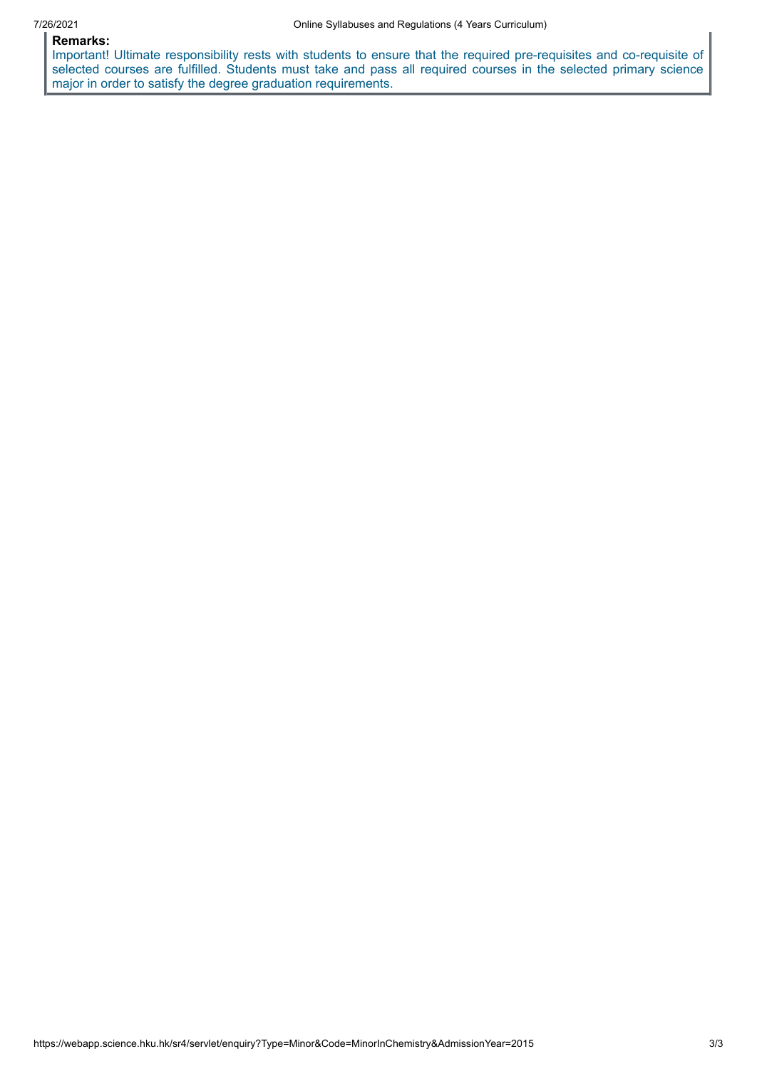**Remarks:**

Important! Ultimate responsibility rests with students to ensure that the required pre-requisites and co-requisite of selected courses are fulfilled. Students must take and pass all required courses in the selected primary science major in order to satisfy the degree graduation requirements.